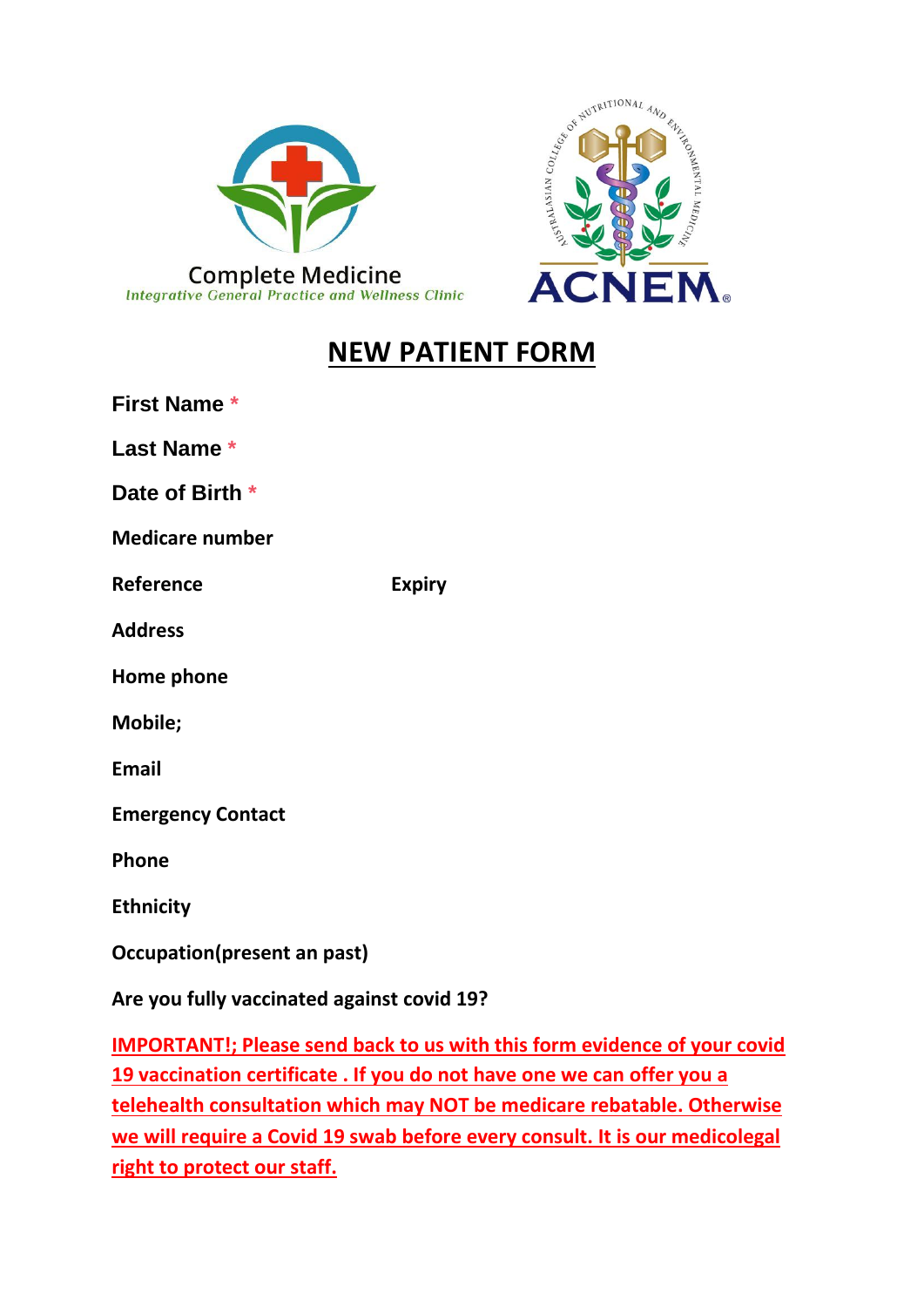Complete Medicine

*Integrative General Practice and Wellness Clinic*

AUSTRALASIAN COLLEGE OF NUTRITIONAL AND ENVIRONMENTAL MEDICINE

ACNEM®

# NEW PATIENT FORM

**First Name** *

**Last Name** *

**Date of Birth** *

**Medicare number**

**Reference** **Expiry**

**Address**

**Home phone**

**Mobile;**

**Email**

**Emergency Contact**

**Phone**

**Ethnicity**

**Occupation(present an past)**

**Are you fully vaccinated against covid 19?**

**IMPORTANT!; Please send back to us with this form evidence of your covid 19 vaccination certificate . If you do not have one we can offer you a telehealth consultation which may NOT be medicare rebatable. Otherwise we will require a Covid 19 swab before every consult. It is our medicolegal right to protect our staff.**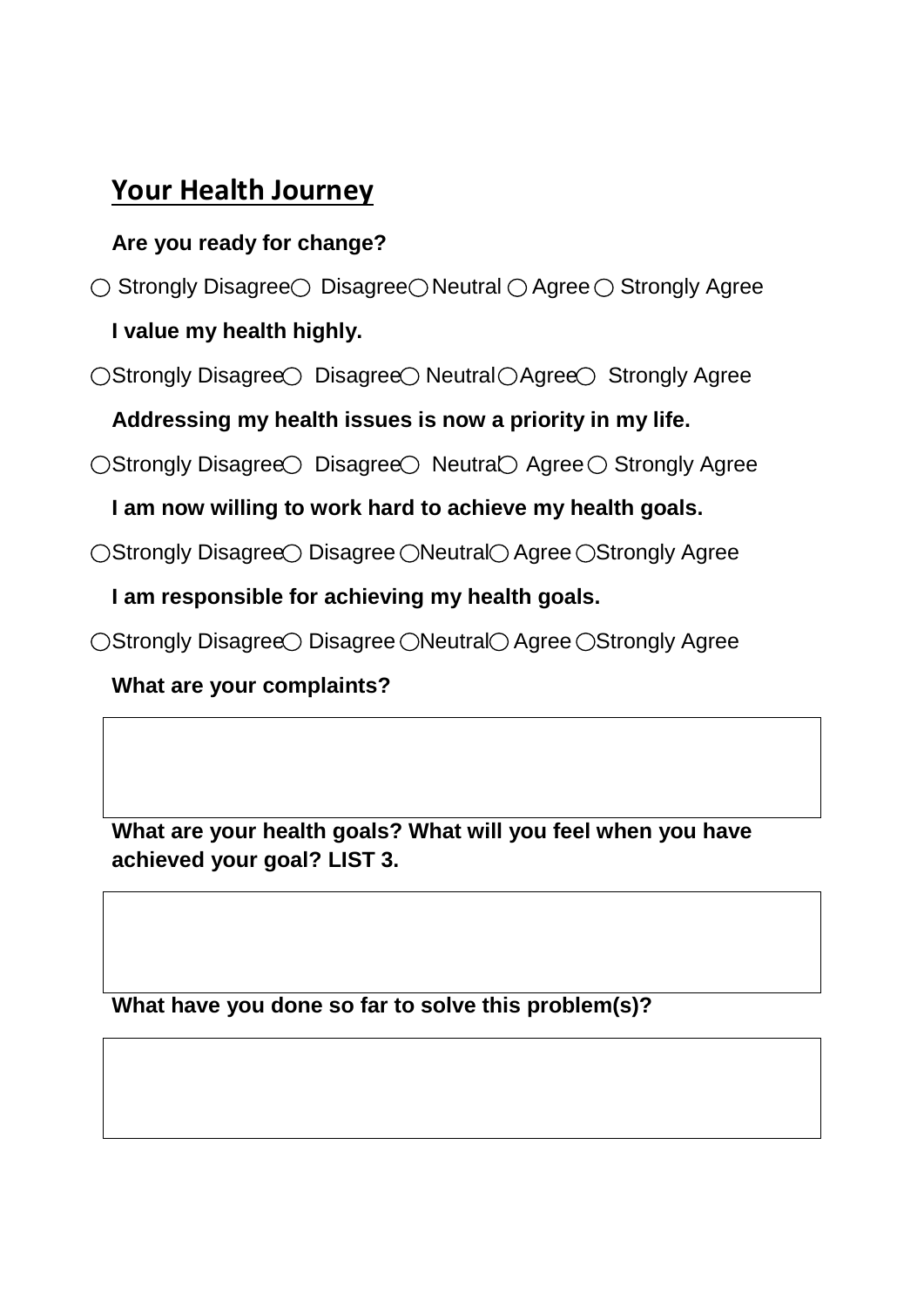## Your Health Journey

**Are you ready for change?**

○ Strongly Disagree ○ Disagree ○ Neutral ○ Agree ○ Strongly Agree

**I value my health highly.**

○ Strongly Disagree ○ Disagree ○ Neutral ○ Agree ○ Strongly Agree

**Addressing my health issues is now a priority in my life.**

○ Strongly Disagree ○ Disagree ○ Neutral ○ Agree ○ Strongly Agree

**I am now willing to work hard to achieve my health goals.**

○ Strongly Disagree ○ Disagree ○ Neutral ○ Agree ○ Strongly Agree

**I am responsible for achieving my health goals.**

○ Strongly Disagree ○ Disagree ○ Neutral ○ Agree ○ Strongly Agree

**What are your complaints?**

|   |
|---|
|   |

**What are your health goals? What will you feel when you have achieved your goal? LIST 3.**

|   |
|---|
|   |

**What have you done so far to solve this problem(s)?**

|   |
|---|
|   |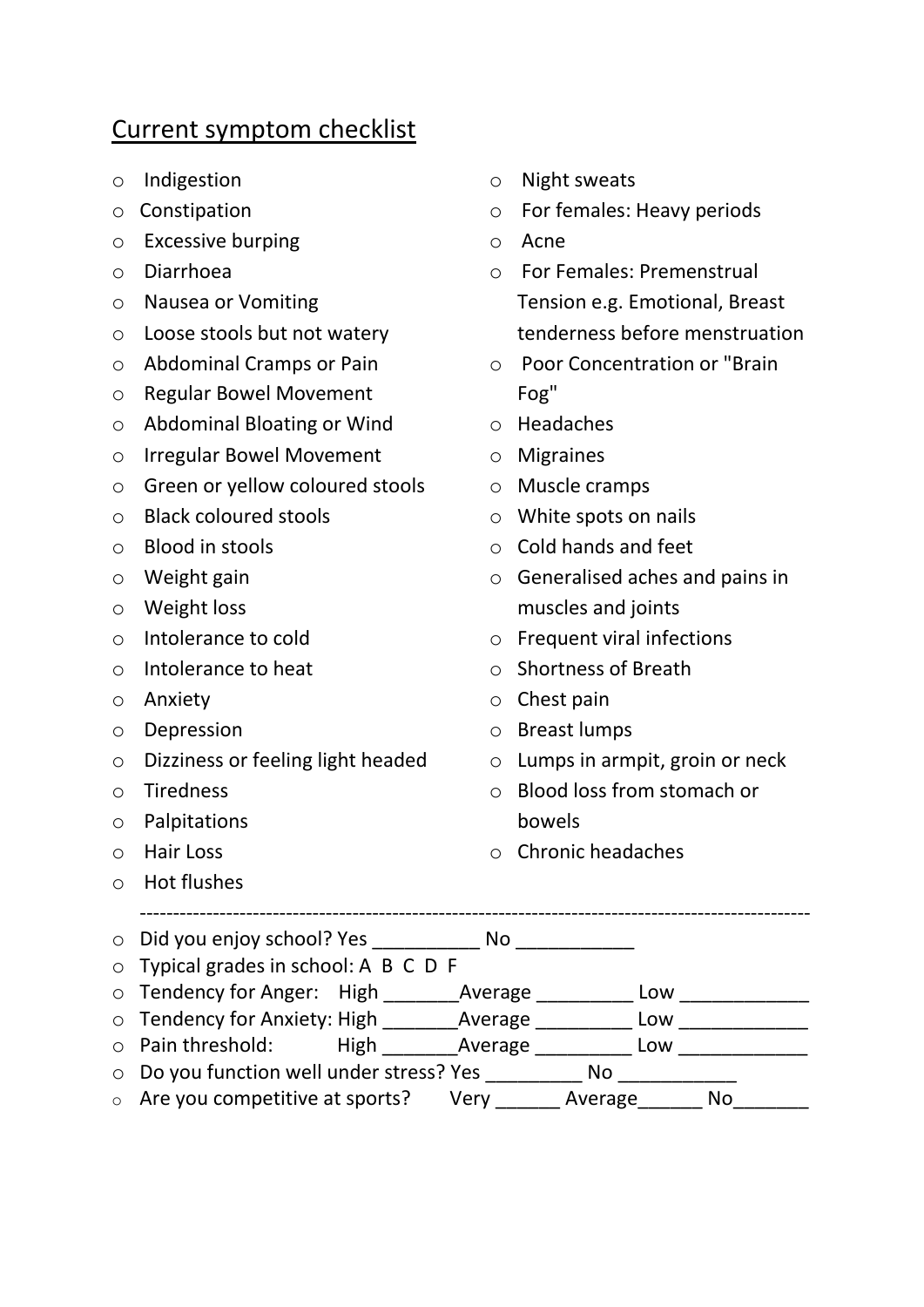## Current symptom checklist

- Indigestion
- Constipation
- Excessive burping
- Diarrhoea
- Nausea or Vomiting
- Loose stools but not watery
- Abdominal Cramps or Pain
- Regular Bowel Movement
- Abdominal Bloating or Wind
- Irregular Bowel Movement
- Green or yellow coloured stools
- Black coloured stools
- Blood in stools
- Weight gain
- Weight loss
- Intolerance to cold
- Intolerance to heat
- Anxiety
- Depression
- Dizziness or feeling light headed
- Tiredness
- Palpitations
- Hair Loss
- Hot flushes
- Night sweats
- For females: Heavy periods
- Acne
- For Females: Premenstrual Tension e.g. Emotional, Breast tenderness before menstruation
- Poor Concentration or "Brain Fog"
- Headaches
- Migraines
- Muscle cramps
- White spots on nails
- Cold hands and feet
- Generalised aches and pains in muscles and joints
- Frequent viral infections
- Shortness of Breath
- Chest pain
- Breast lumps
- Lumps in armpit, groin or neck
- Blood loss from stomach or bowels
- Chronic headaches

---

- Did you enjoy school? Yes __________ No ___________
- Typical grades in school: A B C D F
- Tendency for Anger: High _______Average _________ Low ____________
- Tendency for Anxiety: High _______Average _________ Low ____________
- Pain threshold: High _______Average _________ Low ____________
- Do you function well under stress? Yes _________ No ___________
- Are you competitive at sports? Very ______ Average______ No_______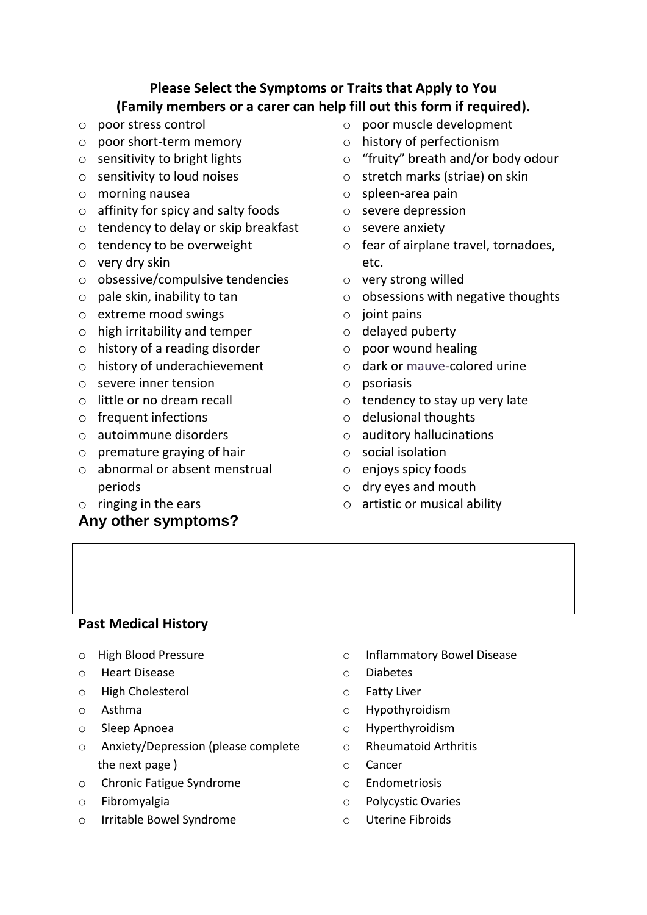**Please Select the Symptoms or Traits that Apply to You**
**(Family members or a carer can help fill out this form if required).**

- poor stress control
- poor short-term memory
- sensitivity to bright lights
- sensitivity to loud noises
- morning nausea
- affinity for spicy and salty foods
- tendency to delay or skip breakfast
- tendency to be overweight
- very dry skin
- obsessive/compulsive tendencies
- pale skin, inability to tan
- extreme mood swings
- high irritability and temper
- history of a reading disorder
- history of underachievement
- severe inner tension
- little or no dream recall
- frequent infections
- autoimmune disorders
- premature graying of hair
- abnormal or absent menstrual periods
- ringing in the ears
- poor muscle development
- history of perfectionism
- "fruity" breath and/or body odour
- stretch marks (striae) on skin
- spleen-area pain
- severe depression
- severe anxiety
- fear of airplane travel, tornadoes, etc.
- very strong willed
- obsessions with negative thoughts
- joint pains
- delayed puberty
- poor wound healing
- dark or mauve-colored urine
- psoriasis
- tendency to stay up very late
- delusional thoughts
- auditory hallucinations
- social isolation
- enjoys spicy foods
- dry eyes and mouth
- artistic or musical ability

**Any other symptoms?**

## Past Medical History

- High Blood Pressure
- Heart Disease
- High Cholesterol
- Asthma
- Sleep Apnoea
- Anxiety/Depression (please complete the next page )
- Chronic Fatigue Syndrome
- Fibromyalgia
- Irritable Bowel Syndrome
- Inflammatory Bowel Disease
- Diabetes
- Fatty Liver
- Hypothyroidism
- Hyperthyroidism
- Rheumatoid Arthritis
- Cancer
- Endometriosis
- Polycystic Ovaries
- Uterine Fibroids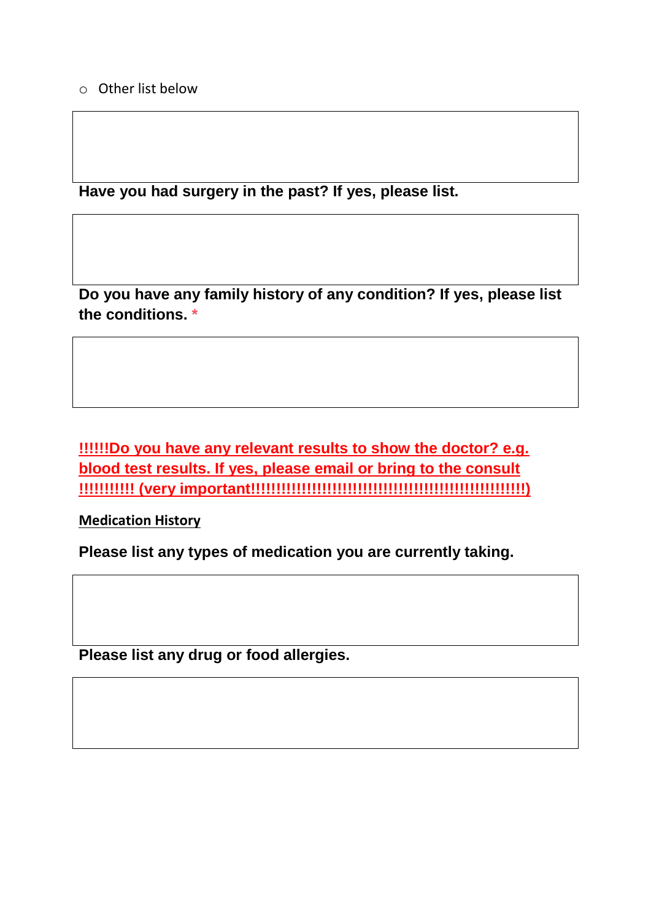- Other list below

**Have you had surgery in the past? If yes, please list.**

**Do you have any family history of any condition? If yes, please list the conditions.** *

**!!!!!!Do you have any relevant results to show the doctor? e.g. blood test results. If yes, please email or bring to the consult !!!!!!!!!!! (very important!!!!!!!!!!!!!!!!!!!!!!!!!!!!!!!!!!!!!!!!!!!!!!!!!!!!!!!!!!!!!)**

**Medication History**

**Please list any types of medication you are currently taking.**

**Please list any drug or food allergies.**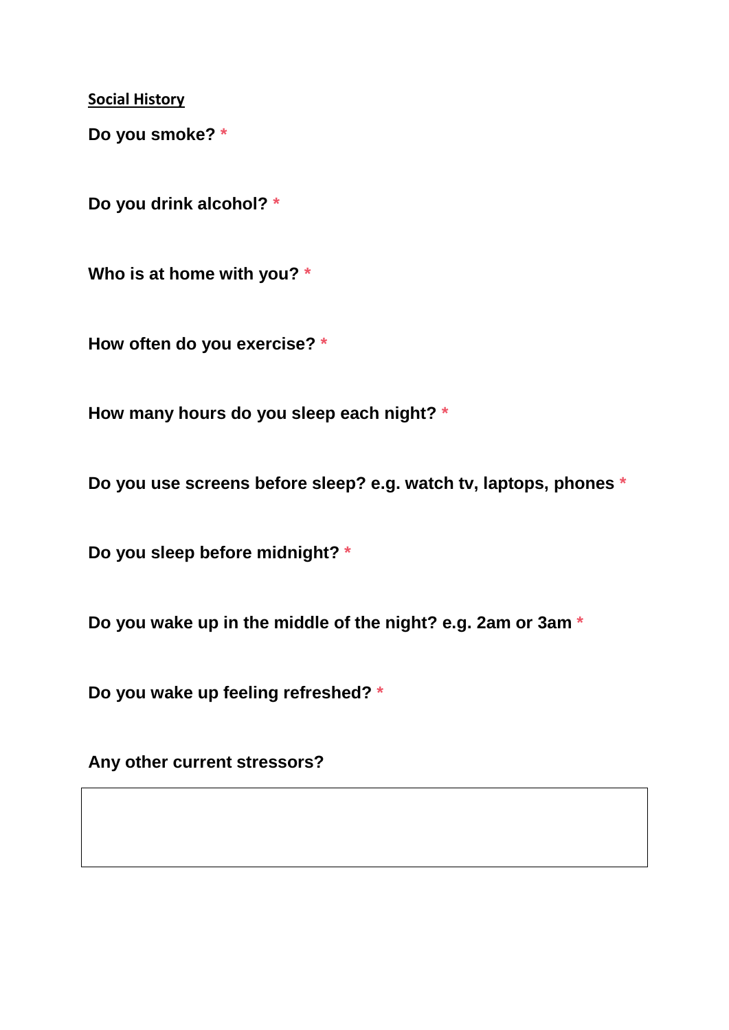<u>**Social History**</u>

**Do you smoke?** *

**Do you drink alcohol?** *

**Who is at home with you?** *

**How often do you exercise?** *

**How many hours do you sleep each night?** *

**Do you use screens before sleep? e.g. watch tv, laptops, phones** *

**Do you sleep before midnight?** *

**Do you wake up in the middle of the night? e.g. 2am or 3am** *

**Do you wake up feeling refreshed?** *

**Any other current stressors?**

|  |
|---|
|  |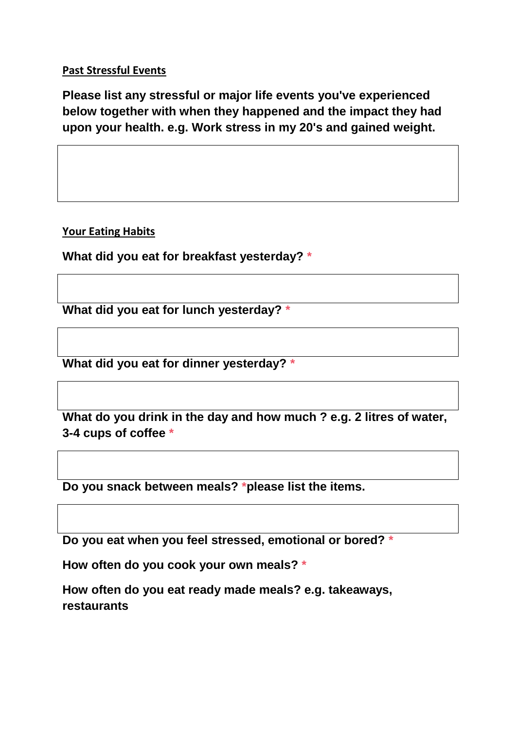**Past Stressful Events**

**Please list any stressful or major life events you've experienced below together with when they happened and the impact they had upon your health. e.g. Work stress in my 20's and gained weight.**

**Your Eating Habits**

**What did you eat for breakfast yesterday?** *

**What did you eat for lunch yesterday?** *

**What did you eat for dinner yesterday?** *

**What do you drink in the day and how much ? e.g. 2 litres of water, 3-4 cups of coffee** *

**Do you snack between meals?** ***please list the items.**

**Do you eat when you feel stressed, emotional or bored?** *

**How often do you cook your own meals?** *

**How often do you eat ready made meals? e.g. takeaways, restaurants**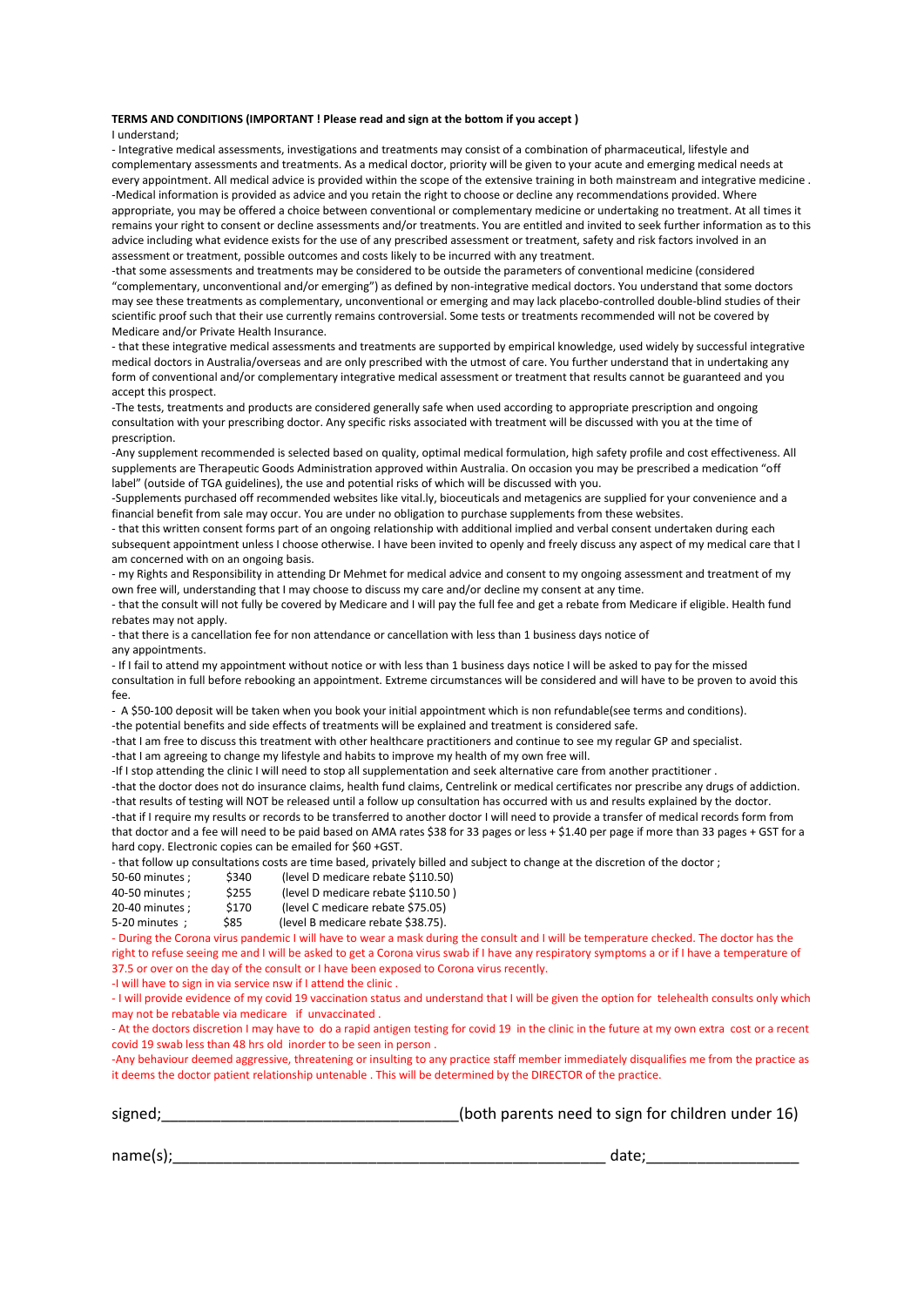**TERMS AND CONDITIONS (IMPORTANT ! Please read and sign at the bottom if you accept )**

I understand;

- Integrative medical assessments, investigations and treatments may consist of a combination of pharmaceutical, lifestyle and complementary assessments and treatments. As a medical doctor, priority will be given to your acute and emerging medical needs at every appointment. All medical advice is provided within the scope of the extensive training in both mainstream and integrative medicine .

-Medical information is provided as advice and you retain the right to choose or decline any recommendations provided. Where appropriate, you may be offered a choice between conventional or complementary medicine or undertaking no treatment. At all times it remains your right to consent or decline assessments and/or treatments. You are entitled and invited to seek further information as to this advice including what evidence exists for the use of any prescribed assessment or treatment, safety and risk factors involved in an assessment or treatment, possible outcomes and costs likely to be incurred with any treatment.

-that some assessments and treatments may be considered to be outside the parameters of conventional medicine (considered "complementary, unconventional and/or emerging") as defined by non-integrative medical doctors. You understand that some doctors may see these treatments as complementary, unconventional or emerging and may lack placebo-controlled double-blind studies of their scientific proof such that their use currently remains controversial. Some tests or treatments recommended will not be covered by Medicare and/or Private Health Insurance.

- that these integrative medical assessments and treatments are supported by empirical knowledge, used widely by successful integrative medical doctors in Australia/overseas and are only prescribed with the utmost of care. You further understand that in undertaking any form of conventional and/or complementary integrative medical assessment or treatment that results cannot be guaranteed and you accept this prospect.

-The tests, treatments and products are considered generally safe when used according to appropriate prescription and ongoing consultation with your prescribing doctor. Any specific risks associated with treatment will be discussed with you at the time of prescription.

-Any supplement recommended is selected based on quality, optimal medical formulation, high safety profile and cost effectiveness. All supplements are Therapeutic Goods Administration approved within Australia. On occasion you may be prescribed a medication "off label" (outside of TGA guidelines), the use and potential risks of which will be discussed with you.

-Supplements purchased off recommended websites like vital.ly, bioceuticals and metagenics are supplied for your convenience and a financial benefit from sale may occur. You are under no obligation to purchase supplements from these websites.

- that this written consent forms part of an ongoing relationship with additional implied and verbal consent undertaken during each subsequent appointment unless I choose otherwise. I have been invited to openly and freely discuss any aspect of my medical care that I am concerned with on an ongoing basis.

- my Rights and Responsibility in attending Dr Mehmet for medical advice and consent to my ongoing assessment and treatment of my own free will, understanding that I may choose to discuss my care and/or decline my consent at any time.

- that the consult will not fully be covered by Medicare and I will pay the full fee and get a rebate from Medicare if eligible. Health fund rebates may not apply.

- that there is a cancellation fee for non attendance or cancellation with less than 1 business days notice of any appointments.

- If I fail to attend my appointment without notice or with less than 1 business days notice I will be asked to pay for the missed consultation in full before rebooking an appointment. Extreme circumstances will be considered and will have to be proven to avoid this fee.

- A $50-100 deposit will be taken when you book your initial appointment which is non refundable(see terms and conditions).

-the potential benefits and side effects of treatments will be explained and treatment is considered safe.

-that I am free to discuss this treatment with other healthcare practitioners and continue to see my regular GP and specialist.

-that I am agreeing to change my lifestyle and habits to improve my health of my own free will.

-If I stop attending the clinic I will need to stop all supplementation and seek alternative care from another practitioner .

-that the doctor does not do insurance claims, health fund claims, Centrelink or medical certificates nor prescribe any drugs of addiction.

-that results of testing will NOT be released until a follow up consultation has occurred with us and results explained by the doctor.

-that if I require my results or records to be transferred to another doctor I will need to provide a transfer of medical records form from that doctor and a fee will need to be paid based on AMA rates $38 for 33 pages or less + $1.40 per page if more than 33 pages + GST for a hard copy. Electronic copies can be emailed for $60 +GST.

- that follow up consultations costs are time based, privately billed and subject to change at the discretion of the doctor ;

| | | |
|---|---|---|
| 50-60 minutes ; | $340 | (level D medicare rebate $110.50) |
| 40-50 minutes ; | $255 | (level D medicare rebate $110.50 ) |
| 20-40 minutes ; | $170 | (level C medicare rebate $75.05) |
| 5-20 minutes ; | $85 | (level B medicare rebate $38.75). |

- During the Corona virus pandemic I will have to wear a mask during the consult and I will be temperature checked. The doctor has the right to refuse seeing me and I will be asked to get a Corona virus swab if I have any respiratory symptoms a or if I have a temperature of 37.5 or over on the day of the consult or I have been exposed to Corona virus recently.

-I will have to sign in via service nsw if I attend the clinic .

- I will provide evidence of my covid 19 vaccination status and understand that I will be given the option for telehealth consults only which may not be rebatable via medicare if unvaccinated .

- At the doctors discretion I may have to do a rapid antigen testing for covid 19 in the clinic in the future at my own extra cost or a recent covid 19 swab less than 48 hrs old inorder to be seen in person .

-Any behaviour deemed aggressive, threatening or insulting to any practice staff member immediately disqualifies me from the practice as it deems the doctor patient relationship untenable . This will be determined by the DIRECTOR of the practice.

signed;\_\_\_\_\_\_\_\_\_\_\_\_\_\_\_\_\_\_\_\_\_\_\_\_\_\_\_\_\_\_\_\_\_\_(both parents need to sign for children under 16)

name(s);\_\_\_\_\_\_\_\_\_\_\_\_\_\_\_\_\_\_\_\_\_\_\_\_\_\_\_\_\_\_\_\_\_\_\_\_\_\_\_\_\_\_\_\_\_\_\_\_ date;\_\_\_\_\_\_\_\_\_\_\_\_\_\_\_\_\_\_